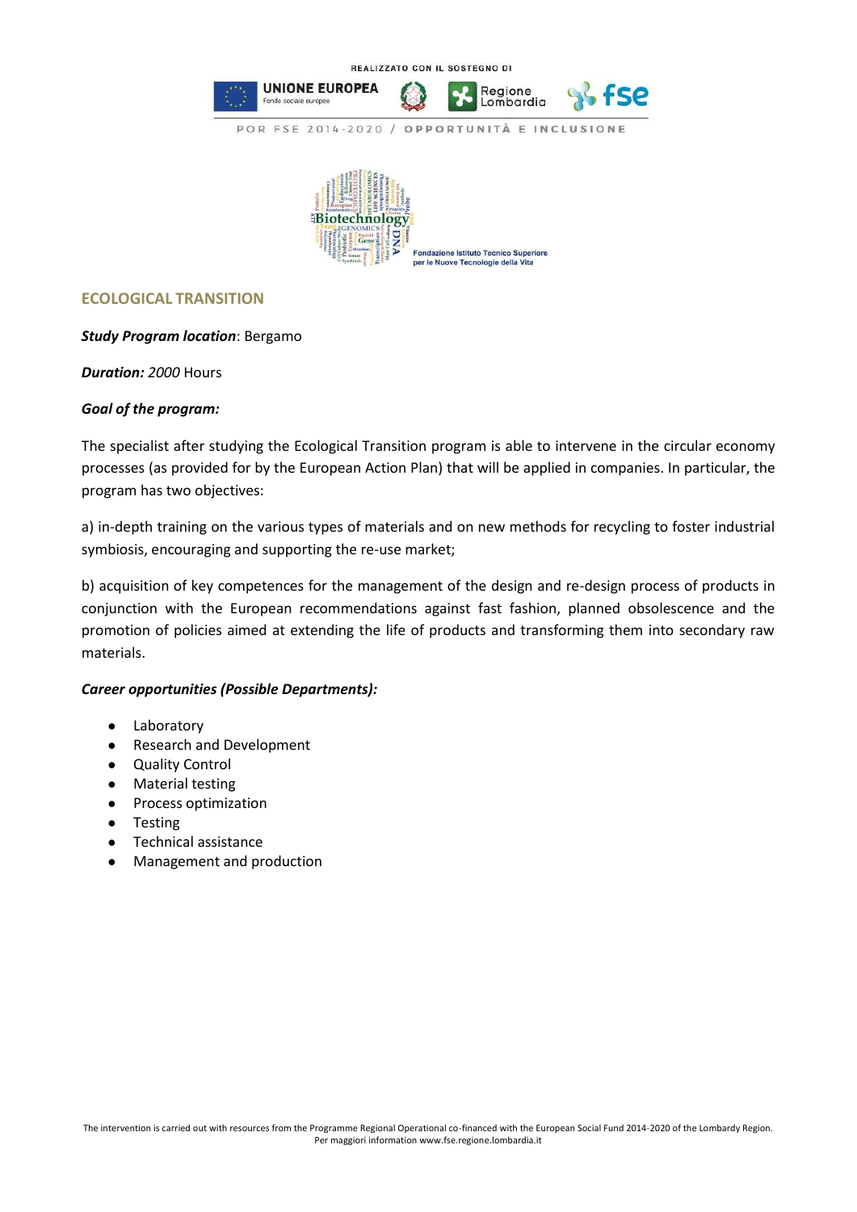REALIZZATO CON IL SOSTEGNO DI

UNIONE EUROPEA
Fondo sociale europeo

Regione Lombardia

fse

POR FSE 2014-2020 / OPPORTUNITÀ E INCLUSIONE

Fondazione Istituto Tecnico Superiore per le Nuove Tecnologie della Vita

## ECOLOGICAL TRANSITION

***Study Program location***: Bergamo

***Duration:*** *2000* Hours

***Goal of the program:***

The specialist after studying the Ecological Transition program is able to intervene in the circular economy processes (as provided for by the European Action Plan) that will be applied in companies. In particular, the program has two objectives:

a) in-depth training on the various types of materials and on new methods for recycling to foster industrial symbiosis, encouraging and supporting the re-use market;

b) acquisition of key competences for the management of the design and re-design process of products in conjunction with the European recommendations against fast fashion, planned obsolescence and the promotion of policies aimed at extending the life of products and transforming them into secondary raw materials.

***Career opportunities (Possible Departments):***

- Laboratory
- Research and Development
- Quality Control
- Material testing
- Process optimization
- Testing
- Technical assistance
- Management and production

The intervention is carried out with resources from the Programme Regional Operational co-financed with the European Social Fund 2014-2020 of the Lombardy Region.
Per maggiori information www.fse.regione.lombardia.it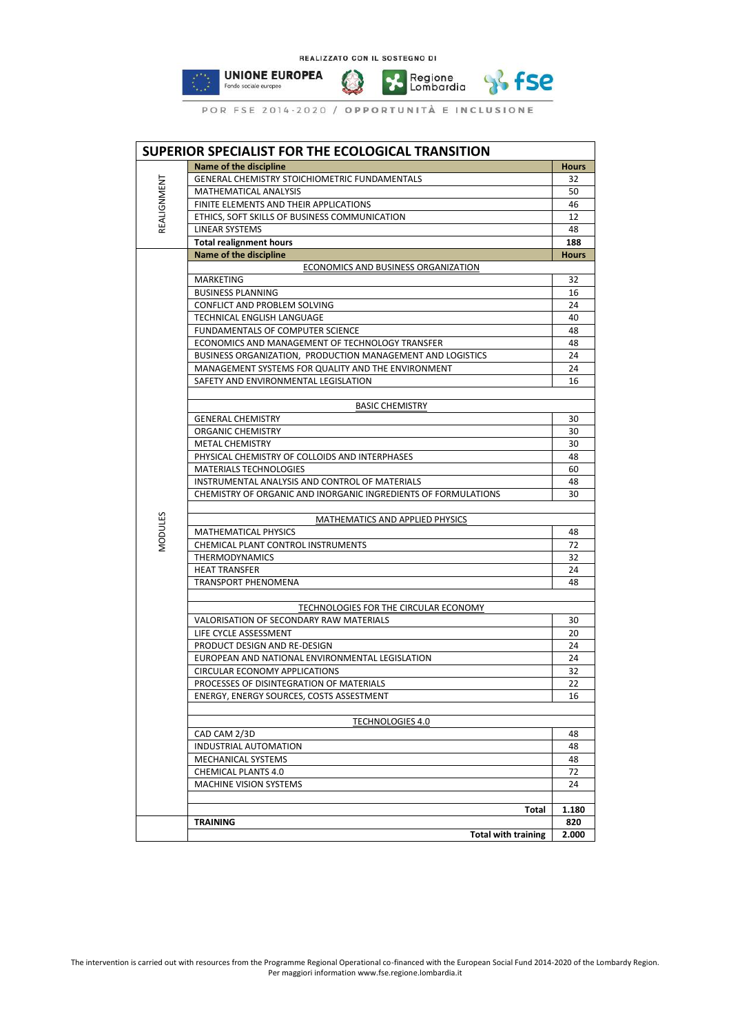REALIZZATO CON IL SOSTEGNO DI

UNIONE EUROPEA
Fondo sociale europeo

Regione Lombardia

fse

POR FSE 2014-2020 / OPPORTUNITÀ E INCLUSIONE

## SUPERIOR SPECIALIST FOR THE ECOLOGICAL TRANSITION

| | Name of the discipline | Hours |
|---|---|---|
| REALIGNMENT | GENERAL CHEMISTRY STOICHIOMETRIC FUNDAMENTALS | 32 |
| | MATHEMATICAL ANALYSIS | 50 |
| | FINITE ELEMENTS AND THEIR APPLICATIONS | 46 |
| | ETHICS, SOFT SKILLS OF BUSINESS COMMUNICATION | 12 |
| | LINEAR SYSTEMS | 48 |
| | **Total realignment hours** | **188** |
| MODULES | **Name of the discipline** | **Hours** |
| | ECONOMICS AND BUSINESS ORGANIZATION | |
| | MARKETING | 32 |
| | BUSINESS PLANNING | 16 |
| | CONFLICT AND PROBLEM SOLVING | 24 |
| | TECHNICAL ENGLISH LANGUAGE | 40 |
| | FUNDAMENTALS OF COMPUTER SCIENCE | 48 |
| | ECONOMICS AND MANAGEMENT OF TECHNOLOGY TRANSFER | 48 |
| | BUSINESS ORGANIZATION, PRODUCTION MANAGEMENT AND LOGISTICS | 24 |
| | MANAGEMENT SYSTEMS FOR QUALITY AND THE ENVIRONMENT | 24 |
| | SAFETY AND ENVIRONMENTAL LEGISLATION | 16 |
| | | |
| | BASIC CHEMISTRY | |
| | GENERAL CHEMISTRY | 30 |
| | ORGANIC CHEMISTRY | 30 |
| | METAL CHEMISTRY | 30 |
| | PHYSICAL CHEMISTRY OF COLLOIDS AND INTERPHASES | 48 |
| | MATERIALS TECHNOLOGIES | 60 |
| | INSTRUMENTAL ANALYSIS AND CONTROL OF MATERIALS | 48 |
| | CHEMISTRY OF ORGANIC AND INORGANIC INGREDIENTS OF FORMULATIONS | 30 |
| | | |
| | MATHEMATICS AND APPLIED PHYSICS | |
| | MATHEMATICAL PHYSICS | 48 |
| | CHEMICAL PLANT CONTROL INSTRUMENTS | 72 |
| | THERMODYNAMICS | 32 |
| | HEAT TRANSFER | 24 |
| | TRANSPORT PHENOMENA | 48 |
| | | |
| | TECHNOLOGIES FOR THE CIRCULAR ECONOMY | |
| | VALORISATION OF SECONDARY RAW MATERIALS | 30 |
| | LIFE CYCLE ASSESSMENT | 20 |
| | PRODUCT DESIGN AND RE-DESIGN | 24 |
| | EUROPEAN AND NATIONAL ENVIRONMENTAL LEGISLATION | 24 |
| | CIRCULAR ECONOMY APPLICATIONS | 32 |
| | PROCESSES OF DISINTEGRATION OF MATERIALS | 22 |
| | ENERGY, ENERGY SOURCES, COSTS ASSESTMENT | 16 |
| | | |
| | TECHNOLOGIES 4.0 | |
| | CAD CAM 2/3D | 48 |
| | INDUSTRIAL AUTOMATION | 48 |
| | MECHANICAL SYSTEMS | 48 |
| | CHEMICAL PLANTS 4.0 | 72 |
| | MACHINE VISION SYSTEMS | 24 |
| | | |
| | **Total** | **1.180** |
| | **TRAINING** | **820** |
| | **Total with training** | **2.000** |

The intervention is carried out with resources from the Programme Regional Operational co-financed with the European Social Fund 2014-2020 of the Lombardy Region.
Per maggiori information www.fse.regione.lombardia.it